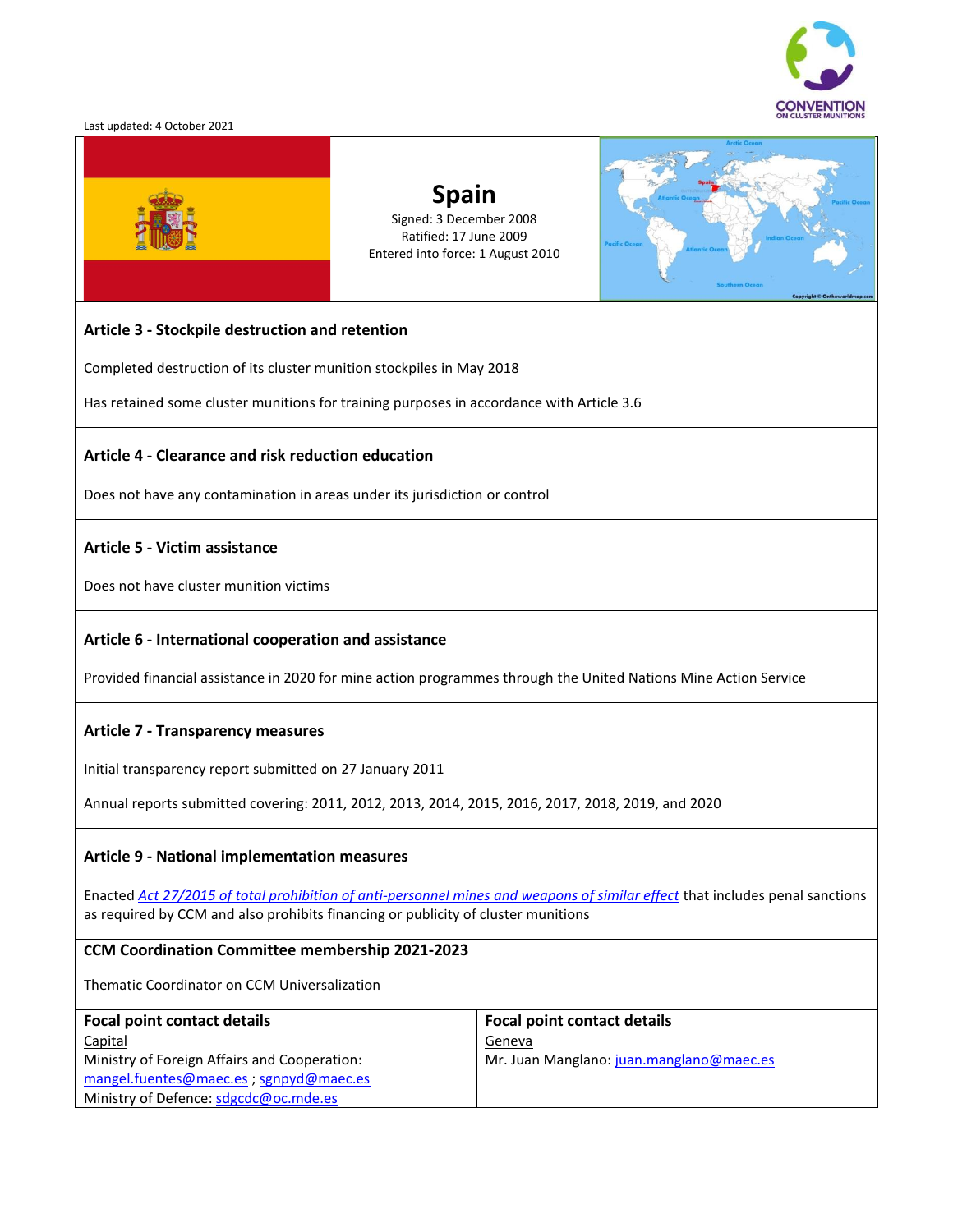Last updated: 4 October 2021

# Spain

Signed: 3 December 2008
Ratified: 17 June 2009
Entered into force: 1 August 2010

## Article 3 - Stockpile destruction and retention

Completed destruction of its cluster munition stockpiles in May 2018

Has retained some cluster munitions for training purposes in accordance with Article 3.6

## Article 4 - Clearance and risk reduction education

Does not have any contamination in areas under its jurisdiction or control

## Article 5 - Victim assistance

Does not have cluster munition victims

## Article 6 - International cooperation and assistance

Provided financial assistance in 2020 for mine action programmes through the United Nations Mine Action Service

## Article 7 - Transparency measures

Initial transparency report submitted on 27 January 2011

Annual reports submitted covering: 2011, 2012, 2013, 2014, 2015, 2016, 2017, 2018, 2019, and 2020

## Article 9 - National implementation measures

Enacted *Act 27/2015 of total prohibition of anti-personnel mines and weapons of similar effect* that includes penal sanctions as required by CCM and also prohibits financing or publicity of cluster munitions

## CCM Coordination Committee membership 2021-2023

Thematic Coordinator on CCM Universalization

| Focal point contact details | Focal point contact details |
|---|---|
| Capital<br>Ministry of Foreign Affairs and Cooperation: mangel.fuentes@maec.es ; sgnpyd@maec.es<br>Ministry of Defence: sdgcdc@oc.mde.es | Geneva<br>Mr. Juan Manglano: juan.manglano@maec.es |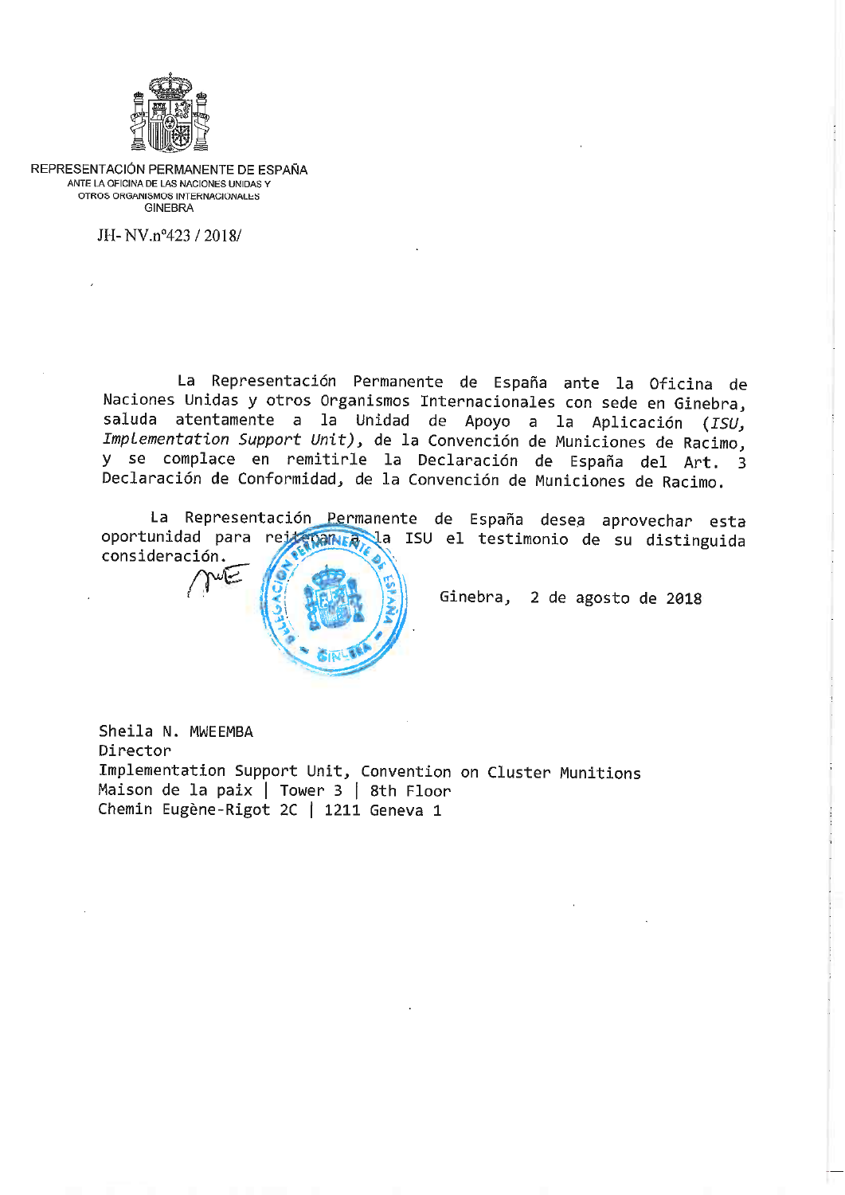REPRESENTACIÓN PERMANENTE DE ESPAÑA
ANTE LA OFICINA DE LAS NACIONES UNIDAS Y
OTROS ORGANISMOS INTERNACIONALES
GINEBRA

JH- NV.nº423 / 2018/

La Representación Permanente de España ante la Oficina de Naciones Unidas y otros Organismos Internacionales con sede en Ginebra, saluda atentamente a la Unidad de Apoyo a la Aplicación (*ISU, Implementation Support Unit*), de la Convención de Municiones de Racimo, y se complace en remitirle la Declaración de España del Art. 3 Declaración de Conformidad, de la Convención de Municiones de Racimo.

La Representación Permanente de España desea aprovechar esta oportunidad para reiterar a la ISU el testimonio de su distinguida consideración.

Ginebra, 2 de agosto de 2018

Sheila N. MWEEMBA
Director
Implementation Support Unit, Convention on Cluster Munitions
Maison de la paix | Tower 3 | 8th Floor
Chemin Eugène-Rigot 2C | 1211 Geneva 1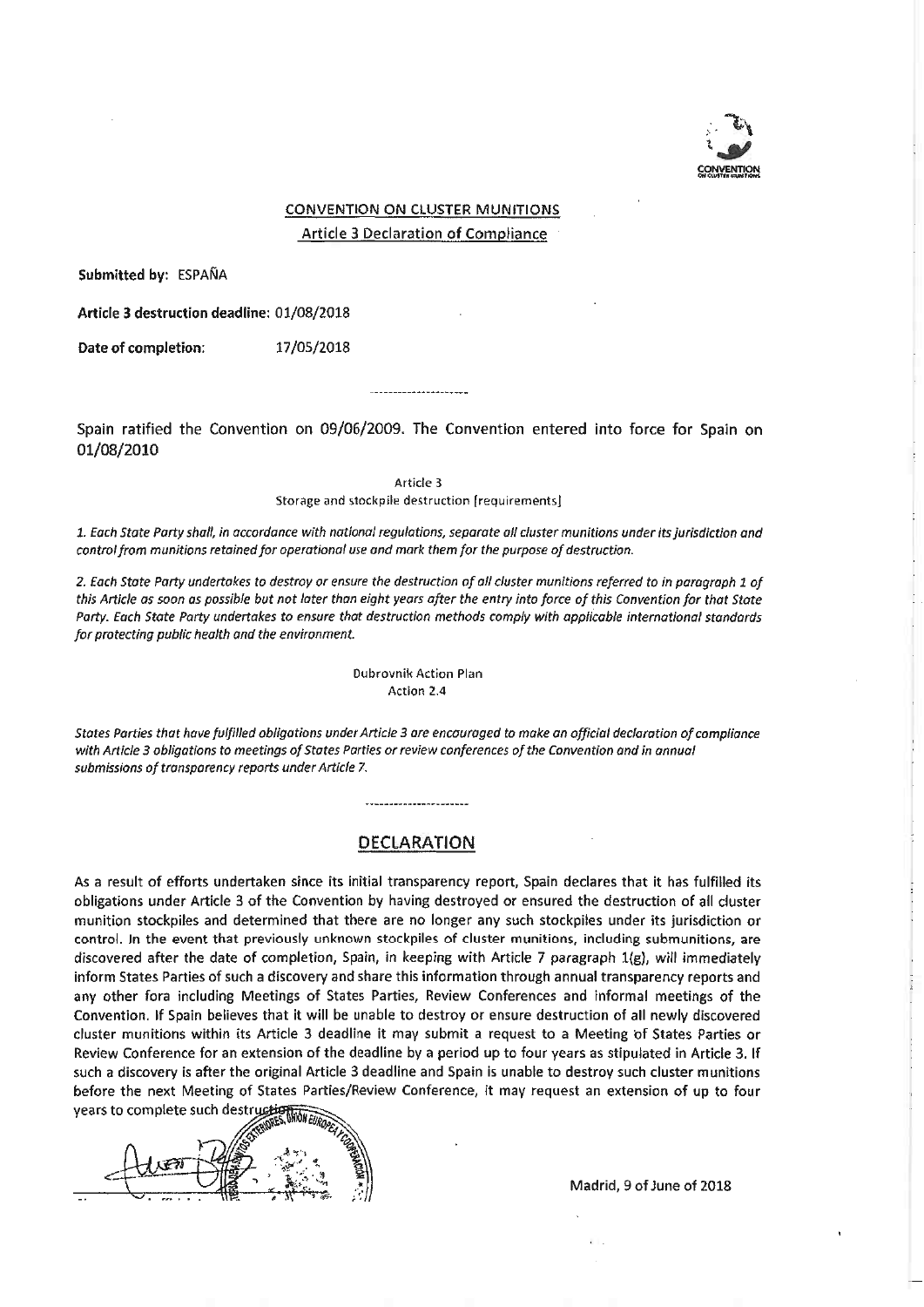## CONVENTION ON CLUSTER MUNITIONS

### Article 3 Declaration of Compliance

**Submitted by:** ESPAÑA

**Article 3 destruction deadline:** 01/08/2018

**Date of completion:** 17/05/2018

---

Spain ratified the Convention on 09/06/2009. The Convention entered into force for Spain on 01/08/2010

Article 3

Storage and stockpile destruction [requirements]

*1. Each State Party shall, in accordance with national regulations, separate all cluster munitions under its jurisdiction and control from munitions retained for operational use and mark them for the purpose of destruction.*

*2. Each State Party undertakes to destroy or ensure the destruction of all cluster munitions referred to in paragraph 1 of this Article as soon as possible but not later than eight years after the entry into force of this Convention for that State Party. Each State Party undertakes to ensure that destruction methods comply with applicable international standards for protecting public health and the environment.*

Dubrovnik Action Plan

Action 2.4

*States Parties that have fulfilled obligations under Article 3 are encouraged to make an official declaration of compliance with Article 3 obligations to meetings of States Parties or review conferences of the Convention and in annual submissions of transparency reports under Article 7.*

---

## DECLARATION

As a result of efforts undertaken since its initial transparency report, Spain declares that it has fulfilled its obligations under Article 3 of the Convention by having destroyed or ensured the destruction of all cluster munition stockpiles and determined that there are no longer any such stockpiles under its jurisdiction or control. In the event that previously unknown stockpiles of cluster munitions, including submunitions, are discovered after the date of completion, Spain, in keeping with Article 7 paragraph 1(g), will immediately inform States Parties of such a discovery and share this information through annual transparency reports and any other fora including Meetings of States Parties, Review Conferences and informal meetings of the Convention. If Spain believes that it will be unable to destroy or ensure destruction of all newly discovered cluster munitions within its Article 3 deadline it may submit a request to a Meeting of States Parties or Review Conference for an extension of the deadline by a period up to four years as stipulated in Article 3. If such a discovery is after the original Article 3 deadline and Spain is unable to destroy such cluster munitions before the next Meeting of States Parties/Review Conference, it may request an extension of up to four years to complete such destruction.

Madrid, 9 of June of 2018